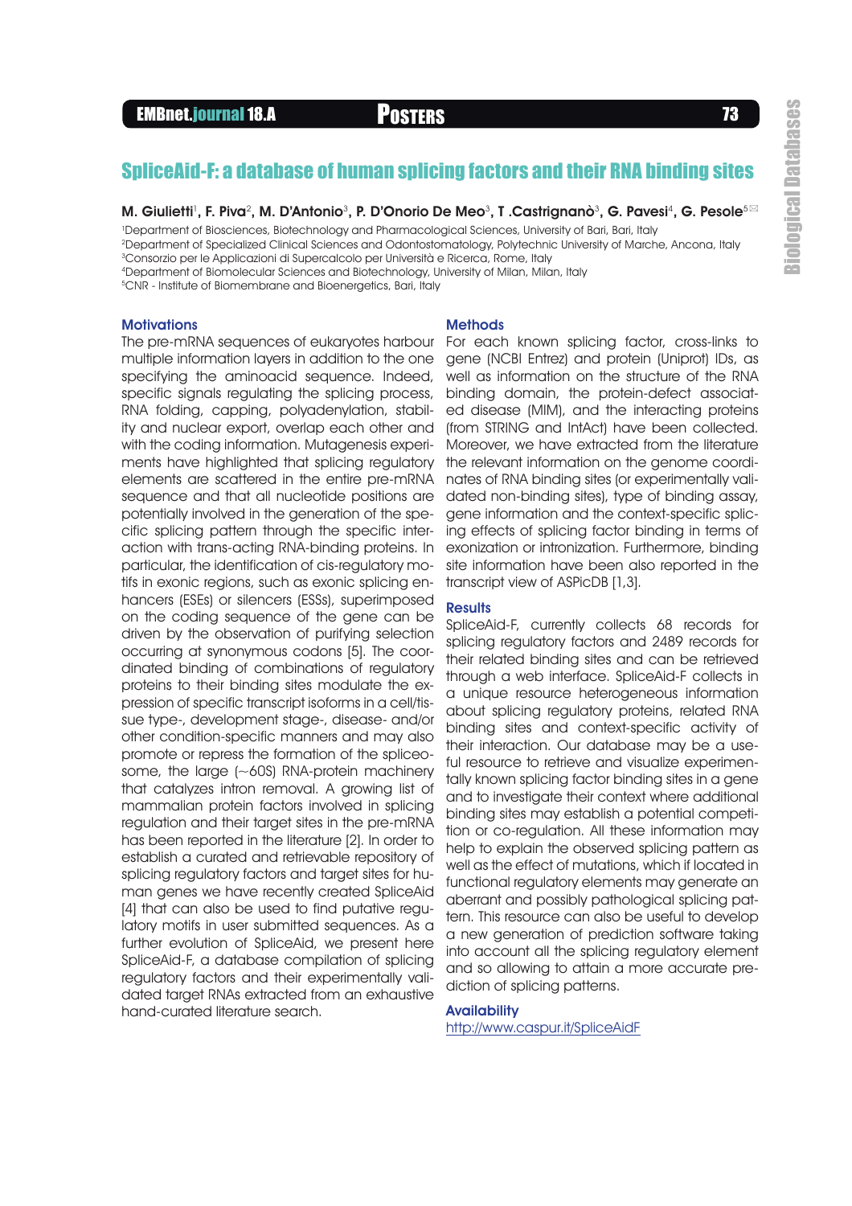# SpliceAid-F: a database of human splicing factors and their RNA binding sites

**M. Giulietti**[1], **F. Piva**[2], **M. D'Antonio**[3], **P. D'Onorio De Meo**[3], **T .Castrignanò**[3], **G. Pavesi**[4], **G. Pesole**[5]

[1]Department of Biosciences, Biotechnology and Pharmacological Sciences, University of Bari, Bari, Italy
[2]Department of Specialized Clinical Sciences and Odontostomatology, Polytechnic University of Marche, Ancona, Italy
[3]Consorzio per le Applicazioni di Supercalcolo per Università e Ricerca, Rome, Italy
[4]Department of Biomolecular Sciences and Biotechnology, University of Milan, Milan, Italy
[5]CNR - Institute of Biomembrane and Bioenergetics, Bari, Italy

## Motivations

The pre-mRNA sequences of eukaryotes harbour multiple information layers in addition to the one specifying the aminoacid sequence. Indeed, specific signals regulating the splicing process, RNA folding, capping, polyadenylation, stability and nuclear export, overlap each other and with the coding information. Mutagenesis experiments have highlighted that splicing regulatory elements are scattered in the entire pre-mRNA sequence and that all nucleotide positions are potentially involved in the generation of the specific splicing pattern through the specific interaction with trans-acting RNA-binding proteins. In particular, the identification of cis-regulatory motifs in exonic regions, such as exonic splicing enhancers (ESEs) or silencers (ESSs), superimposed on the coding sequence of the gene can be driven by the observation of purifying selection occurring at synonymous codons [5]. The coordinated binding of combinations of regulatory proteins to their binding sites modulate the expression of specific transcript isoforms in a cell/tissue type-, development stage-, disease- and/or other condition-specific manners and may also promote or repress the formation of the spliceosome, the large (~60S) RNA-protein machinery that catalyzes intron removal. A growing list of mammalian protein factors involved in splicing regulation and their target sites in the pre-mRNA has been reported in the literature [2]. In order to establish a curated and retrievable repository of splicing regulatory factors and target sites for human genes we have recently created SpliceAid [4] that can also be used to find putative regulatory motifs in user submitted sequences. As a further evolution of SpliceAid, we present here SpliceAid-F, a database compilation of splicing regulatory factors and their experimentally validated target RNAs extracted from an exhaustive hand-curated literature search.

## Methods

For each known splicing factor, cross-links to gene (NCBI Entrez) and protein (Uniprot) IDs, as well as information on the structure of the RNA binding domain, the protein-defect associated disease (MIM), and the interacting proteins (from STRING and IntAct) have been collected. Moreover, we have extracted from the literature the relevant information on the genome coordinates of RNA binding sites (or experimentally validated non-binding sites), type of binding assay, gene information and the context-specific splicing effects of splicing factor binding in terms of exonization or intronization. Furthermore, binding site information have been also reported in the transcript view of ASPicDB [1,3].

## Results

SpliceAid-F, currently collects 68 records for splicing regulatory factors and 2489 records for their related binding sites and can be retrieved through a web interface. SpliceAid-F collects in a unique resource heterogeneous information about splicing regulatory proteins, related RNA binding sites and context-specific activity of their interaction. Our database may be a useful resource to retrieve and visualize experimentally known splicing factor binding sites in a gene and to investigate their context where additional binding sites may establish a potential competition or co-regulation. All these information may help to explain the observed splicing pattern as well as the effect of mutations, which if located in functional regulatory elements may generate an aberrant and possibly pathological splicing pattern. This resource can also be useful to develop a new generation of prediction software taking into account all the splicing regulatory element and so allowing to attain a more accurate prediction of splicing patterns.

## Availability

http://www.caspur.it/SpliceAidF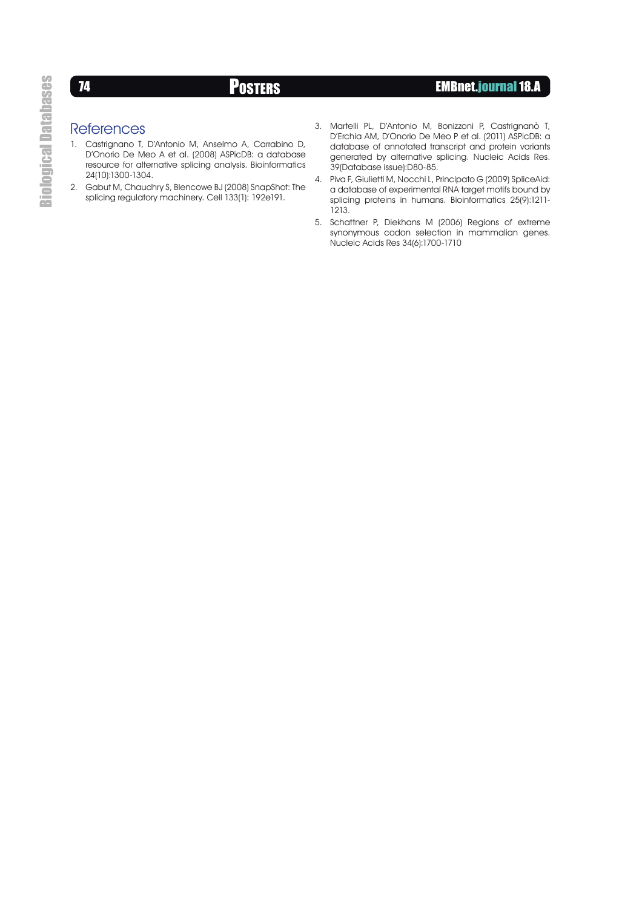## References

1. Castrignano T, D'Antonio M, Anselmo A, Carrabino D, D'Onorio De Meo A et al. (2008) ASPicDB: a database resource for alternative splicing analysis. Bioinformatics 24(10):1300-1304.
2. Gabut M, Chaudhry S, Blencowe BJ (2008) SnapShot: The splicing regulatory machinery. Cell 133(1): 192e191.
3. Martelli PL, D'Antonio M, Bonizzoni P, Castrignanò T, D'Erchia AM, D'Onorio De Meo P et al. (2011) ASPicDB: a database of annotated transcript and protein variants generated by alternative splicing. Nucleic Acids Res. 39(Database issue):D80-85.
4. Piva F, Giulietti M, Nocchi L, Principato G (2009) SpliceAid: a database of experimental RNA target motifs bound by splicing proteins in humans. Bioinformatics 25(9):1211-1213.
5. Schattner P, Diekhans M (2006) Regions of extreme synonymous codon selection in mammalian genes. Nucleic Acids Res 34(6):1700-1710